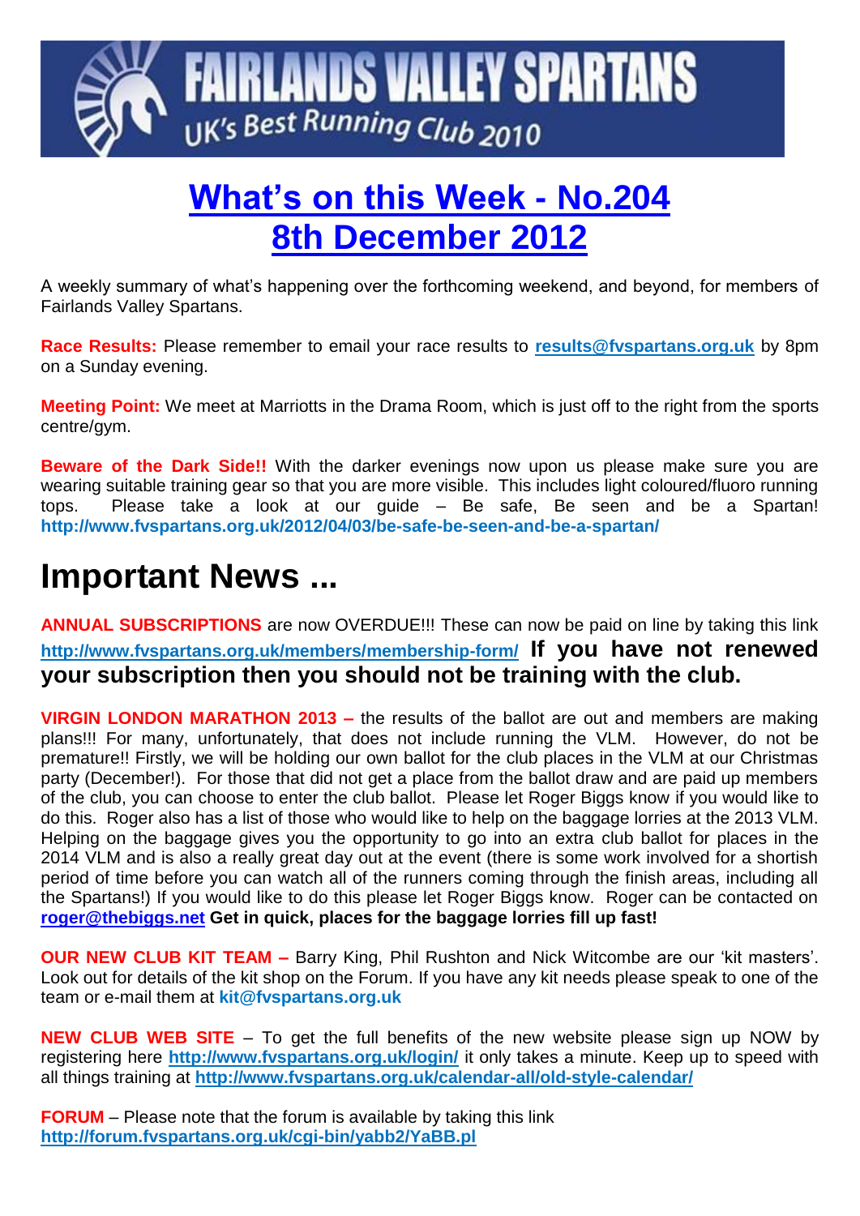# FAIRLANDS VALLEY SPARTANS

UK's Best Running Club 2010

# What's on this Week - No.204
# 8th December 2012

A weekly summary of what's happening over the forthcoming weekend, and beyond, for members of Fairlands Valley Spartans.

**Race Results:** Please remember to email your race results to **results@fvspartans.org.uk** by 8pm on a Sunday evening.

**Meeting Point:** We meet at Marriotts in the Drama Room, which is just off to the right from the sports centre/gym.

**Beware of the Dark Side!!** With the darker evenings now upon us please make sure you are wearing suitable training gear so that you are more visible. This includes light coloured/fluoro running tops. Please take a look at our guide – Be safe, Be seen and be a Spartan! **http://www.fvspartans.org.uk/2012/04/03/be-safe-be-seen-and-be-a-spartan/**

# Important News ...

**ANNUAL SUBSCRIPTIONS** are now OVERDUE!!! These can now be paid on line by taking this link **http://www.fvspartans.org.uk/members/membership-form/** **If you have not renewed your subscription then you should not be training with the club.**

**VIRGIN LONDON MARATHON 2013 –** the results of the ballot are out and members are making plans!!! For many, unfortunately, that does not include running the VLM. However, do not be premature!! Firstly, we will be holding our own ballot for the club places in the VLM at our Christmas party (December!). For those that did not get a place from the ballot draw and are paid up members of the club, you can choose to enter the club ballot. Please let Roger Biggs know if you would like to do this. Roger also has a list of those who would like to help on the baggage lorries at the 2013 VLM. Helping on the baggage gives you the opportunity to go into an extra club ballot for places in the 2014 VLM and is also a really great day out at the event (there is some work involved for a shortish period of time before you can watch all of the runners coming through the finish areas, including all the Spartans!) If you would like to do this please let Roger Biggs know. Roger can be contacted on **roger@thebiggs.net** **Get in quick, places for the baggage lorries fill up fast!**

**OUR NEW CLUB KIT TEAM –** Barry King, Phil Rushton and Nick Witcombe are our 'kit masters'. Look out for details of the kit shop on the Forum. If you have any kit needs please speak to one of the team or e-mail them at **kit@fvspartans.org.uk**

**NEW CLUB WEB SITE** – To get the full benefits of the new website please sign up NOW by registering here **http://www.fvspartans.org.uk/login/** it only takes a minute. Keep up to speed with all things training at **http://www.fvspartans.org.uk/calendar-all/old-style-calendar/**

**FORUM** – Please note that the forum is available by taking this link **http://forum.fvspartans.org.uk/cgi-bin/yabb2/YaBB.pl**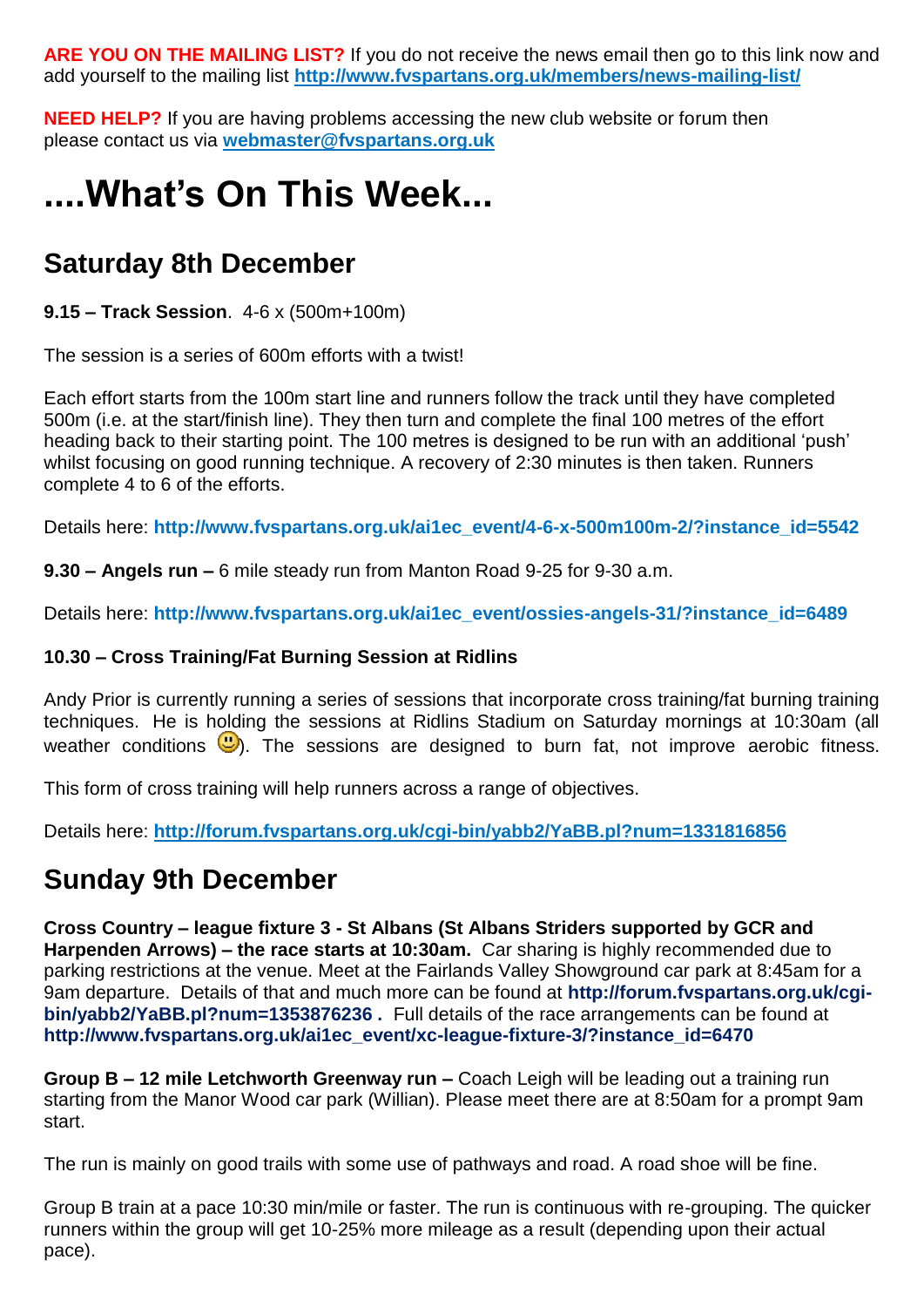**ARE YOU ON THE MAILING LIST?** If you do not receive the news email then go to this link now and add yourself to the mailing list **http://www.fvspartans.org.uk/members/news-mailing-list/**

**NEED HELP?** If you are having problems accessing the new club website or forum then please contact us via **webmaster@fvspartans.org.uk**

# ....What's On This Week...

## Saturday 8th December

**9.15 – Track Session**. 4-6 x (500m+100m)

The session is a series of 600m efforts with a twist!

Each effort starts from the 100m start line and runners follow the track until they have completed 500m (i.e. at the start/finish line). They then turn and complete the final 100 metres of the effort heading back to their starting point. The 100 metres is designed to be run with an additional 'push' whilst focusing on good running technique. A recovery of 2:30 minutes is then taken. Runners complete 4 to 6 of the efforts.

Details here: **http://www.fvspartans.org.uk/ai1ec_event/4-6-x-500m100m-2/?instance_id=5542**

**9.30 – Angels run –** 6 mile steady run from Manton Road 9-25 for 9-30 a.m.

Details here: **http://www.fvspartans.org.uk/ai1ec_event/ossies-angels-31/?instance_id=6489**

**10.30 – Cross Training/Fat Burning Session at Ridlins**

Andy Prior is currently running a series of sessions that incorporate cross training/fat burning training techniques. He is holding the sessions at Ridlins Stadium on Saturday mornings at 10:30am (all weather conditions 🙂). The sessions are designed to burn fat, not improve aerobic fitness.

This form of cross training will help runners across a range of objectives.

Details here: **http://forum.fvspartans.org.uk/cgi-bin/yabb2/YaBB.pl?num=1331816856**

## Sunday 9th December

**Cross Country – league fixture 3 - St Albans (St Albans Striders supported by GCR and Harpenden Arrows) – the race starts at 10:30am.** Car sharing is highly recommended due to parking restrictions at the venue. Meet at the Fairlands Valley Showground car park at 8:45am for a 9am departure. Details of that and much more can be found at **http://forum.fvspartans.org.uk/cgi-bin/yabb2/YaBB.pl?num=1353876236 .** Full details of the race arrangements can be found at **http://www.fvspartans.org.uk/ai1ec_event/xc-league-fixture-3/?instance_id=6470**

**Group B – 12 mile Letchworth Greenway run –** Coach Leigh will be leading out a training run starting from the Manor Wood car park (Willian). Please meet there are at 8:50am for a prompt 9am start.

The run is mainly on good trails with some use of pathways and road. A road shoe will be fine.

Group B train at a pace 10:30 min/mile or faster. The run is continuous with re-grouping. The quicker runners within the group will get 10-25% more mileage as a result (depending upon their actual pace).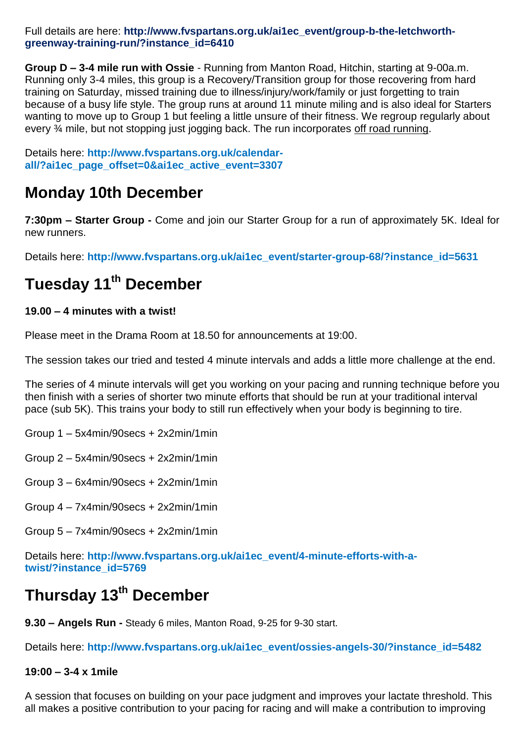Full details are here: **http://www.fvspartans.org.uk/ai1ec_event/group-b-the-letchworth-greenway-training-run/?instance_id=6410**

**Group D – 3-4 mile run with Ossie** - Running from Manton Road, Hitchin, starting at 9-00a.m. Running only 3-4 miles, this group is a Recovery/Transition group for those recovering from hard training on Saturday, missed training due to illness/injury/work/family or just forgetting to train because of a busy life style. The group runs at around 11 minute miling and is also ideal for Starters wanting to move up to Group 1 but feeling a little unsure of their fitness. We regroup regularly about every ¾ mile, but not stopping just jogging back. The run incorporates off road running.

Details here: **http://www.fvspartans.org.uk/calendar-all/?ai1ec_page_offset=0&ai1ec_active_event=3307**

## Monday 10th December

**7:30pm – Starter Group -** Come and join our Starter Group for a run of approximately 5K. Ideal for new runners.

Details here: **http://www.fvspartans.org.uk/ai1ec_event/starter-group-68/?instance_id=5631**

## Tuesday 11th December

**19.00 – 4 minutes with a twist!**

Please meet in the Drama Room at 18.50 for announcements at 19:00.

The session takes our tried and tested 4 minute intervals and adds a little more challenge at the end.

The series of 4 minute intervals will get you working on your pacing and running technique before you then finish with a series of shorter two minute efforts that should be run at your traditional interval pace (sub 5K). This trains your body to still run effectively when your body is beginning to tire.

Group 1 – 5x4min/90secs + 2x2min/1min

Group 2 – 5x4min/90secs + 2x2min/1min

Group 3 – 6x4min/90secs + 2x2min/1min

Group 4 – 7x4min/90secs + 2x2min/1min

Group 5 – 7x4min/90secs + 2x2min/1min

Details here: **http://www.fvspartans.org.uk/ai1ec_event/4-minute-efforts-with-a-twist/?instance_id=5769**

## Thursday 13th December

**9.30 – Angels Run -** Steady 6 miles, Manton Road, 9-25 for 9-30 start.

Details here: **http://www.fvspartans.org.uk/ai1ec_event/ossies-angels-30/?instance_id=5482**

**19:00 – 3-4 x 1mile**

A session that focuses on building on your pace judgment and improves your lactate threshold. This all makes a positive contribution to your pacing for racing and will make a contribution to improving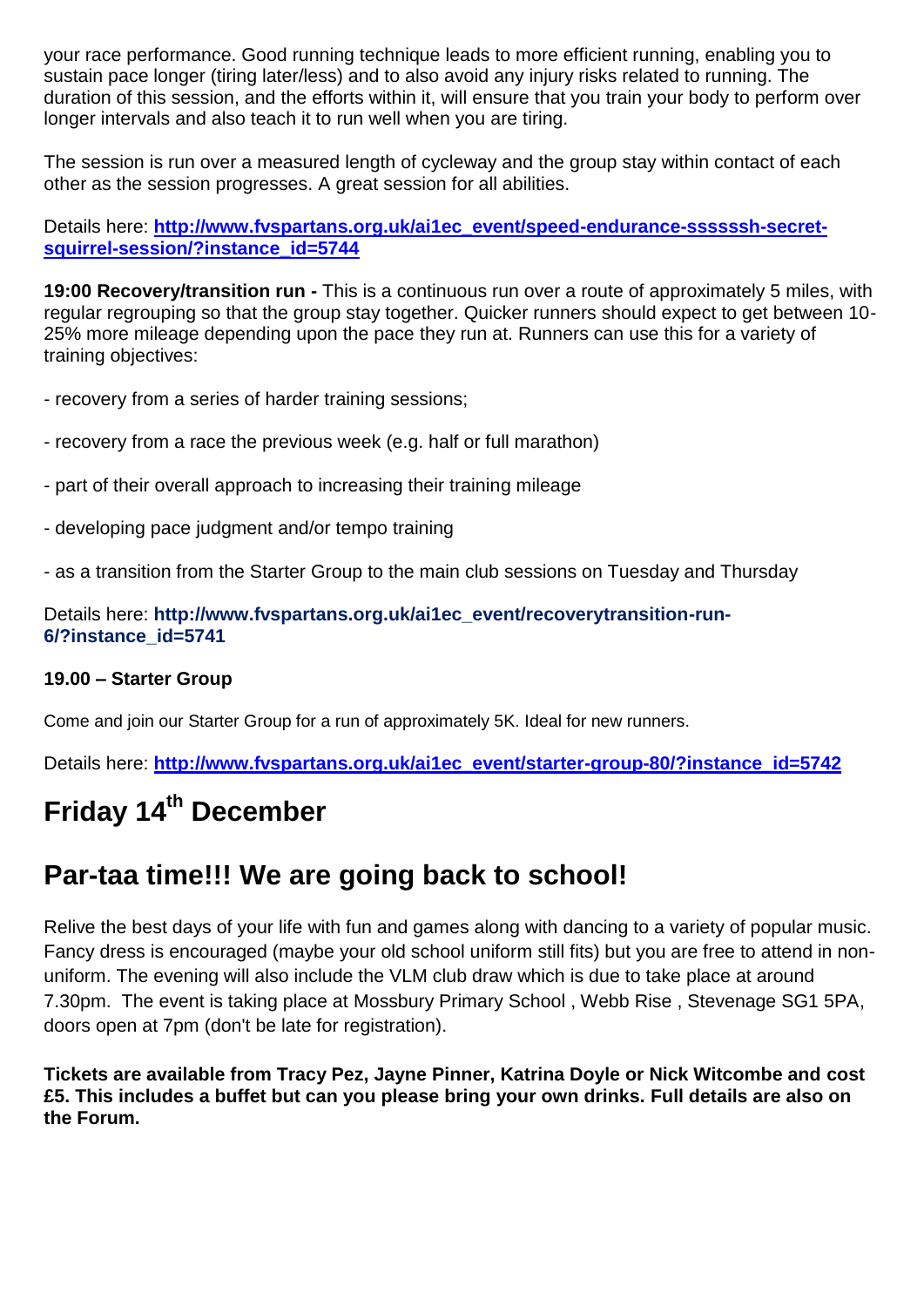your race performance. Good running technique leads to more efficient running, enabling you to sustain pace longer (tiring later/less) and to also avoid any injury risks related to running. The duration of this session, and the efforts within it, will ensure that you train your body to perform over longer intervals and also teach it to run well when you are tiring.

The session is run over a measured length of cycleway and the group stay within contact of each other as the session progresses. A great session for all abilities.

Details here: **http://www.fvspartans.org.uk/ai1ec_event/speed-endurance-ssssssh-secret-squirrel-session/?instance_id=5744**

**19:00 Recovery/transition run -** This is a continuous run over a route of approximately 5 miles, with regular regrouping so that the group stay together. Quicker runners should expect to get between 10-25% more mileage depending upon the pace they run at. Runners can use this for a variety of training objectives:

- recovery from a series of harder training sessions;

- recovery from a race the previous week (e.g. half or full marathon)

- part of their overall approach to increasing their training mileage

- developing pace judgment and/or tempo training

- as a transition from the Starter Group to the main club sessions on Tuesday and Thursday

Details here: **http://www.fvspartans.org.uk/ai1ec_event/recoverytransition-run-6/?instance_id=5741**

**19.00 – Starter Group**

Come and join our Starter Group for a run of approximately 5K. Ideal for new runners.

Details here: **http://www.fvspartans.org.uk/ai1ec_event/starter-group-80/?instance_id=5742**

# Friday 14th December

## Par-taa time!!! We are going back to school!

Relive the best days of your life with fun and games along with dancing to a variety of popular music. Fancy dress is encouraged (maybe your old school uniform still fits) but you are free to attend in non-uniform. The evening will also include the VLM club draw which is due to take place at around 7.30pm. The event is taking place at Mossbury Primary School , Webb Rise , Stevenage SG1 5PA, doors open at 7pm (don't be late for registration).

**Tickets are available from Tracy Pez, Jayne Pinner, Katrina Doyle or Nick Witcombe and cost £5. This includes a buffet but can you please bring your own drinks. Full details are also on the Forum.**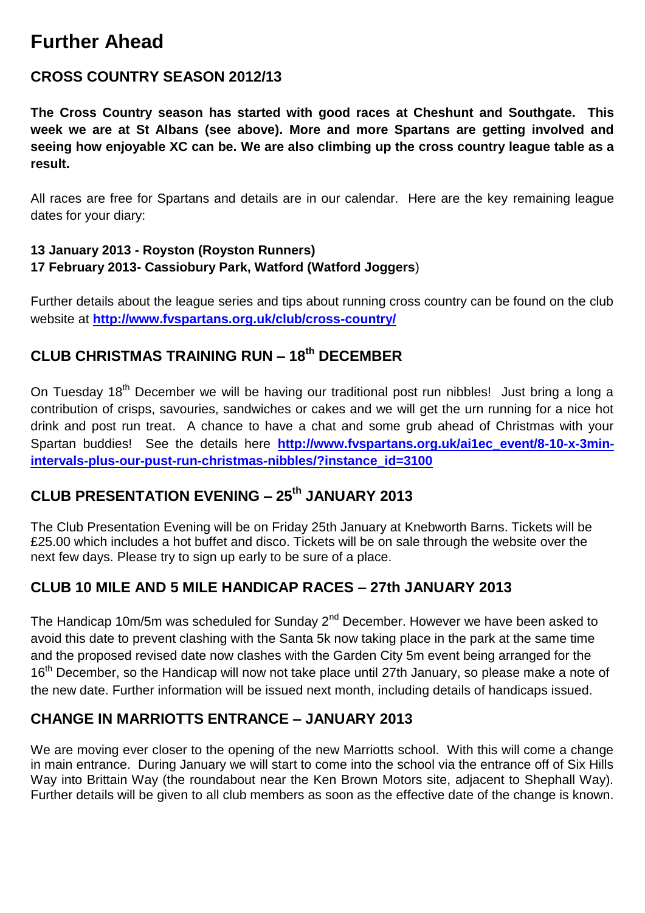# Further Ahead

## CROSS COUNTRY SEASON 2012/13

**The Cross Country season has started with good races at Cheshunt and Southgate. This week we are at St Albans (see above). More and more Spartans are getting involved and seeing how enjoyable XC can be. We are also climbing up the cross country league table as a result.**

All races are free for Spartans and details are in our calendar. Here are the key remaining league dates for your diary:

**13 January 2013 - Royston (Royston Runners)**
**17 February 2013- Cassiobury Park, Watford (Watford Joggers**)

Further details about the league series and tips about running cross country can be found on the club website at **http://www.fvspartans.org.uk/club/cross-country/**

## CLUB CHRISTMAS TRAINING RUN – 18th DECEMBER

On Tuesday 18th December we will be having our traditional post run nibbles! Just bring a long a contribution of crisps, savouries, sandwiches or cakes and we will get the urn running for a nice hot drink and post run treat. A chance to have a chat and some grub ahead of Christmas with your Spartan buddies! See the details here **http://www.fvspartans.org.uk/ai1ec_event/8-10-x-3min-intervals-plus-our-pust-run-christmas-nibbles/?instance_id=3100**

## CLUB PRESENTATION EVENING – 25th JANUARY 2013

The Club Presentation Evening will be on Friday 25th January at Knebworth Barns. Tickets will be £25.00 which includes a hot buffet and disco. Tickets will be on sale through the website over the next few days. Please try to sign up early to be sure of a place.

## CLUB 10 MILE AND 5 MILE HANDICAP RACES – 27th JANUARY 2013

The Handicap 10m/5m was scheduled for Sunday 2nd December. However we have been asked to avoid this date to prevent clashing with the Santa 5k now taking place in the park at the same time and the proposed revised date now clashes with the Garden City 5m event being arranged for the 16th December, so the Handicap will now not take place until 27th January, so please make a note of the new date. Further information will be issued next month, including details of handicaps issued.

## CHANGE IN MARRIOTTS ENTRANCE – JANUARY 2013

We are moving ever closer to the opening of the new Marriotts school. With this will come a change in main entrance. During January we will start to come into the school via the entrance off of Six Hills Way into Brittain Way (the roundabout near the Ken Brown Motors site, adjacent to Shephall Way). Further details will be given to all club members as soon as the effective date of the change is known.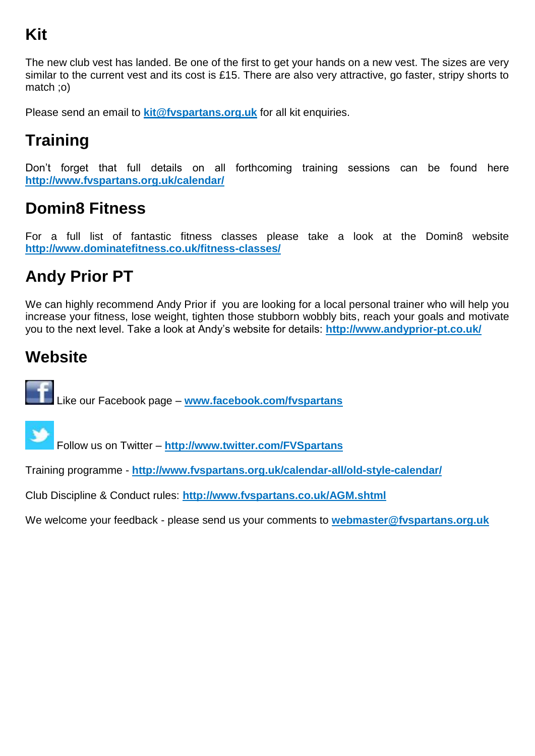## Kit

The new club vest has landed. Be one of the first to get your hands on a new vest. The sizes are very similar to the current vest and its cost is £15. There are also very attractive, go faster, stripy shorts to match ;o)

Please send an email to **kit@fvspartans.org.uk** for all kit enquiries.

## Training

Don't forget that full details on all forthcoming training sessions can be found here **http://www.fvspartans.org.uk/calendar/**

## Domin8 Fitness

For a full list of fantastic fitness classes please take a look at the Domin8 website **http://www.dominatefitness.co.uk/fitness-classes/**

## Andy Prior PT

We can highly recommend Andy Prior if you are looking for a local personal trainer who will help you increase your fitness, lose weight, tighten those stubborn wobbly bits, reach your goals and motivate you to the next level. Take a look at Andy's website for details: **http://www.andyprior-pt.co.uk/**

## Website

Like our Facebook page – **www.facebook.com/fvspartans**

Follow us on Twitter – **http://www.twitter.com/FVSpartans**

Training programme - **http://www.fvspartans.org.uk/calendar-all/old-style-calendar/**

Club Discipline & Conduct rules: **http://www.fvspartans.co.uk/AGM.shtml**

We welcome your feedback - please send us your comments to **webmaster@fvspartans.org.uk**